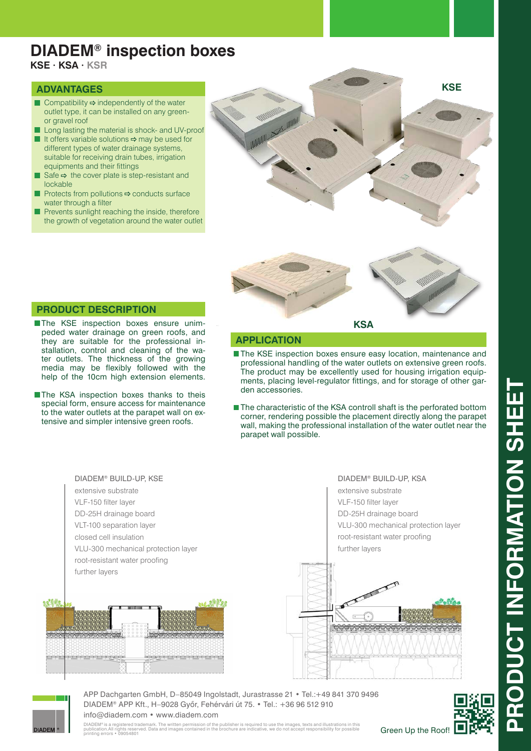# DIADEM® inspection boxes

**KSE · KSA · KSR**

## ADVANTAGES

- Compatibility ⇨ independently of the water outlet type, it can be installed on any green- or gravel roof
- Long lasting the material is shock- and UV-proof
- It offers variable solutions ⇨ may be used for different types of water drainage systems, suitable for receiving drain tubes, irrigation equipments and their fittings
- Safe ⇨ the cover plate is step-resistant and lockable
- Protects from pollutions ⇨ conducts surface water through a filter
- Prevents sunlight reaching the inside, therefore the growth of vegetation around the water outlet

KSE

KSA

## PRODUCT DESCRIPTION

- The KSE inspection boxes ensure unimpeded water drainage on green roofs, and they are suitable for the professional installation, control and cleaning of the water outlets. The thickness of the growing media may be flexibly followed with the help of the 10cm high extension elements.
- The KSA inspection boxes thanks to theis special form, ensure access for maintenance to the water outlets at the parapet wall on extensive and simpler intensive green roofs.

## APPLICATION

- The KSE inspection boxes ensure easy location, maintenance and professional handling of the water outlets on extensive green roofs. The product may be excellently used for housing irrigation equipments, placing level-regulator fittings, and for storage of other garden accessories.
- The characteristic of the KSA controll shaft is the perforated bottom corner, rendering possible the placement directly along the parapet wall, making the professional installation of the water outlet near the parapet wall possible.

DIADEM® BUILD-UP, KSE

- extensive substrate
- VLF-150 filter layer
- DD-25H drainage board
- VLT-100 separation layer
- closed cell insulation
- VLU-300 mechanical protection layer
- root-resistant water proofing
- further layers

DIADEM® BUILD-UP, KSA

- extensive substrate
- VLF-150 filter layer
- DD-25H drainage board
- VLU-300 mechanical protection layer
- root-resistant water proofing
- further layers

APP Dachgarten GmbH, D–85049 Ingolstadt, Jurastrasse 21 • Tel.:+49 841 370 9496
DIADEM® APP Kft., H–9028 Győr, Fehérvári út 75. • Tel.: +36 96 512 910
info@diadem.com • www.diadem.com

DIADEM® is a registered trademark. The written permission of the publisher is required to use the images, texts and illustrations in this publication.All rights reserved. Data and images contained in the brochure are indicative, we do not accept responsibility for possible printing errors • 09054801

Green Up the Roof!

PRODUCT INFORMATION SHEET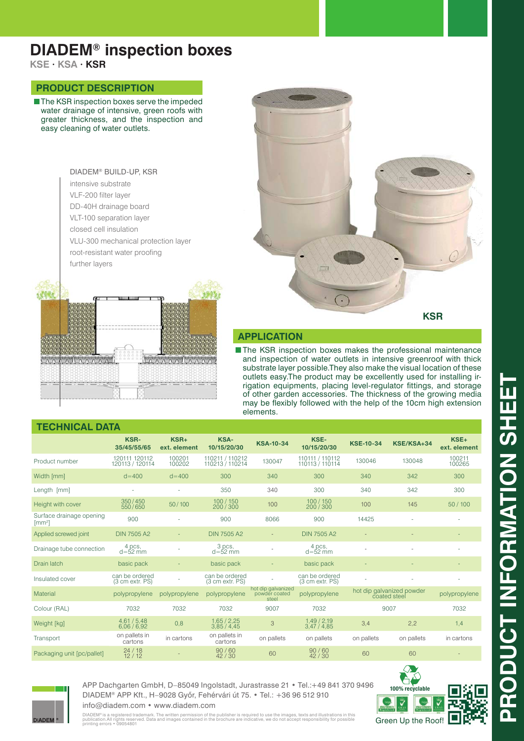# DIADEM® inspection boxes

**KSE · KSA · KSR**

## PRODUCT DESCRIPTION

- The KSR inspection boxes serve the impeded water drainage of intensive, green roofs with greater thickness, and the inspection and easy cleaning of water outlets.

DIADEM® BUILD-UP, KSR
intensive substrate
VLF-200 filter layer
DD-40H drainage board
VLT-100 separation layer
closed cell insulation
VLU-300 mechanical protection layer
root-resistant water proofing
further layers

**KSR**

## APPLICATION

- The KSR inspection boxes makes the professional maintenance and inspection of water outlets in intensive greenroof with thick substrate layer possible.They also make the visual location of these outlets easy.The product may be excellently used for installing irrigation equipments, placing level-regulator fittings, and storage of other garden accessories. The thickness of the growing media may be flexibly followed with the help of the 10cm high extension elements.

## TECHNICAL DATA

| | KSR-35/45/55/65 | KSR+ ext. element | KSA-10/15/20/30 | KSA-10-34 | KSE-10/15/20/30 | KSE-10-34 | KSE/KSA+34 | KSE+ ext. element |
|---|---|---|---|---|---|---|---|---|
| Product number | 120111 120112 120113 / 120114 | 100201 100202 | 110211 / 110212 110213 / 110214 | 130047 | 110111 / 110112 110113 / 110114 | 130046 | 130048 | 100211 100265 |
| Width [mm] | d=400 | d=400 | 300 | 340 | 300 | 340 | 342 | 300 |
| Length [mm] | - | - | 350 | 340 | 300 | 340 | 342 | 300 |
| Height with cover | 350 / 450 550 / 650 | 50 / 100 | 100 / 150 200 / 300 | 100 | 100 / 150 200 / 300 | 100 | 145 | 50 / 100 |
| Surface drainage opening [mm²] | 900 | - | 900 | 8066 | 900 | 14425 | - | - |
| Applied screwed joint | DIN 7505 A2 | - | DIN 7505 A2 | - | DIN 7505 A2 | - | - | - |
| Drainage tube connection | 4 pcs, d=52 mm | - | 3 pcs, d=52 mm | - | 4 pcs, d=52 mm | - | - | - |
| Drain latch | basic pack | - | basic pack | - | basic pack | - | - | - |
| Insulated cover | can be ordered (3 cm extr. PS) | - | can be ordered (3 cm extr. PS) | - | can be ordered (3 cm extr. PS) | - | - | - |
| Material | polypropylene | polypropylene | polypropylene | hot dip galvanized powder coated steel | polypropylene | hot dip galvanized powder coated steel | | polypropylene |
| Colour (RAL) | 7032 | 7032 | 7032 | 9007 | 7032 | 9007 | | 7032 |
| Weight [kg] | 4,61 / 5,48 6,06 / 6,92 | 0,8 | 1,65 / 2,25 3,85 / 4,45 | 3 | 1,49 / 2,19 3,47 / 4,85 | 3,4 | 2,2 | 1,4 |
| Transport | on pallets in cartons | in cartons | on pallets in cartons | on pallets | on pallets | on pallets | on pallets | in cartons |
| Packaging unit [pc/pallet] | 24 / 18 12 / 12 | - | 90 / 60 42 / 30 | 60 | 90 / 60 42 / 30 | 60 | 60 | - |

APP Dachgarten GmbH, D–85049 Ingolstadt, Jurastrasse 21 • Tel.:+49 841 370 9496
DIADEM® APP Kft., H–9028 Győr, Fehérvári út 75. • Tel.: +36 96 512 910
info@diadem.com • www.diadem.com

DIADEM® is a registered trademark. The written permission of the publisher is required to use the images, texts and illustrations in this publication.All rights reserved. Data and images contained in the brochure are indicative, we do not accept responsibility for possible printing errors • 09054801

100% recyclable

Green Up the Roof!

PRODUCT INFORMATION SHEET